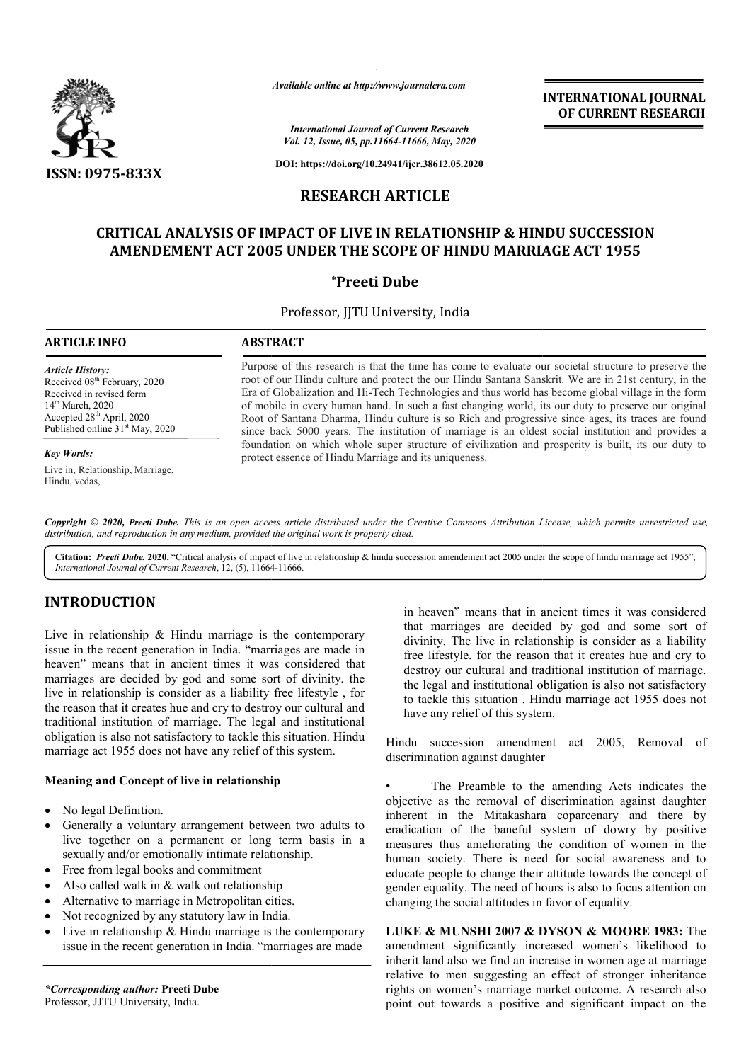# RESEARCH ARTICLE

## CRITICAL ANALYSIS OF IMPACT OF LIVE IN RELATIONSHIP & HINDU SUCCESSION AMENDEMENT ACT 2005 UNDER THE SCOPE OF HINDU MARRIAGE ACT 1955

**\*Preeti Dube**

Professor, JJTU University, India

**ARTICLE INFO**

*Article History:*
Received 08th February, 2020
Received in revised form
14th March, 2020
Accepted 28th April, 2020
Published online 31st May, 2020

*Key Words:*
Live in, Relationship, Marriage, Hindu, vedas,

**ABSTRACT**

Purpose of this research is that the time has come to evaluate our societal structure to preserve the root of our Hindu culture and protect the our Hindu Santana Sanskrit. We are in 21st century, in the Era of Globalization and Hi-Tech Technologies and thus world has become global village in the form of mobile in every human hand. In such a fast changing world, its our duty to preserve our original Root of Santana Dharma, Hindu culture is so Rich and progressive since ages, its traces are found since back 5000 years. The institution of marriage is an oldest social institution and provides a foundation on which whole super structure of civilization and prosperity is built, its our duty to protect essence of Hindu Marriage and its uniqueness.

*Copyright © 2020, Preeti Dube. This is an open access article distributed under the Creative Commons Attribution License, which permits unrestricted use, distribution, and reproduction in any medium, provided the original work is properly cited.*

**Citation:** *Preeti Dube.* **2020.** "Critical analysis of impact of live in relationship & hindu succession amendement act 2005 under the scope of hindu marriage act 1955", *International Journal of Current Research*, 12, (5), 11664-11666.

## INTRODUCTION

Live in relationship & Hindu marriage is the contemporary issue in the recent generation in India. "marriages are made in heaven" means that in ancient times it was considered that marriages are decided by god and some sort of divinity. the live in relationship is consider as a liability free lifestyle , for the reason that it creates hue and cry to destroy our cultural and traditional institution of marriage. The legal and institutional obligation is also not satisfactory to tackle this situation. Hindu marriage act 1955 does not have any relief of this system.

### Meaning and Concept of live in relationship

- No legal Definition.
- Generally a voluntary arrangement between two adults to live together on a permanent or long term basis in a sexually and/or emotionally intimate relationship.
- Free from legal books and commitment
- Also called walk in & walk out relationship
- Alternative to marriage in Metropolitan cities.
- Not recognized by any statutory law in India.
- Live in relationship & Hindu marriage is the contemporary issue in the recent generation in India. "marriages are made in heaven" means that in ancient times it was considered that marriages are decided by god and some sort of divinity. The live in relationship is consider as a liability free lifestyle. for the reason that it creates hue and cry to destroy our cultural and traditional institution of marriage. the legal and institutional obligation is also not satisfactory to tackle this situation . Hindu marriage act 1955 does not have any relief of this system.

Hindu succession amendment act 2005, Removal of discrimination against daughter

- The Preamble to the amending Acts indicates the objective as the removal of discrimination against daughter inherent in the Mitakashara coparcenary and there by eradication of the baneful system of dowry by positive measures thus ameliorating the condition of women in the human society. There is need for social awareness and to educate people to change their attitude towards the concept of gender equality. The need of hours is also to focus attention on changing the social attitudes in favor of equality.

**LUKE & MUNSHI 2007 & DYSON & MOORE 1983:** The amendment significantly increased women's likelihood to inherit land also we find an increase in women age at marriage relative to men suggesting an effect of stronger inheritance rights on women's marriage market outcome. A research also point out towards a positive and significant impact on the

*\*Corresponding author:* **Preeti Dube**
Professor, JJTU University, India.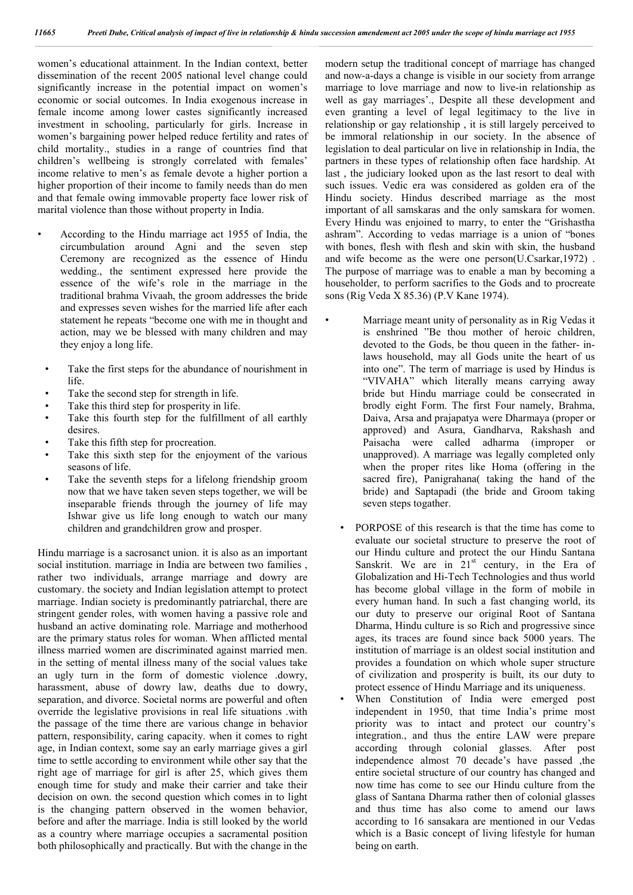women's educational attainment. In the Indian context, better dissemination of the recent 2005 national level change could significantly increase in the potential impact on women's economic or social outcomes. In India exogenous increase in female income among lower castes significantly increased investment in schooling, particularly for girls. Increase in women's bargaining power helped reduce fertility and rates of child mortality., studies in a range of countries find that children's wellbeing is strongly correlated with females' income relative to men's as female devote a higher portion a higher proportion of their income to family needs than do men and that female owing immovable property face lower risk of marital violence than those without property in India.

- According to the Hindu marriage act 1955 of India, the circumbulation around Agni and the seven step Ceremony are recognized as the essence of Hindu wedding., the sentiment expressed here provide the essence of the wife's role in the marriage in the traditional brahma Vivaah, the groom addresses the bride and expresses seven wishes for the married life after each statement he repeats "become one with me in thought and action, may we be blessed with many children and may they enjoy a long life.
  - Take the first steps for the abundance of nourishment in life.
  - Take the second step for strength in life.
  - Take this third step for prosperity in life.
  - Take this fourth step for the fulfillment of all earthly desires.
  - Take this fifth step for procreation.
  - Take this sixth step for the enjoyment of the various seasons of life.
  - Take the seventh steps for a lifelong friendship groom now that we have taken seven steps together, we will be inseparable friends through the journey of life may Ishwar give us life long enough to watch our many children and grandchildren grow and prosper.

Hindu marriage is a sacrosanct union. it is also as an important social institution. marriage in India are between two families , rather two individuals, arrange marriage and dowry are customary. the society and Indian legislation attempt to protect marriage. Indian society is predominantly patriarchal, there are stringent gender roles, with women having a passive role and husband an active dominating role. Marriage and motherhood are the primary status roles for woman. When afflicted mental illness married women are discriminated against married men. in the setting of mental illness many of the social values take an ugly turn in the form of domestic violence .dowry, harassment, abuse of dowry law, deaths due to dowry, separation, and divorce. Societal norms are powerful and often override the legislative provisions in real life situations .with the passage of the time there are various change in behavior pattern, responsibility, caring capacity. when it comes to right age, in Indian context, some say an early marriage gives a girl time to settle according to environment while other say that the right age of marriage for girl is after 25, which gives them enough time for study and make their carrier and take their decision on own. the second question which comes in to light is the changing pattern observed in the women behavior, before and after the marriage. India is still looked by the world as a country where marriage occupies a sacramental position both philosophically and practically. But with the change in the modern setup the traditional concept of marriage has changed and now-a-days a change is visible in our society from arrange marriage to love marriage and now to live-in relationship as well as gay marriages'., Despite all these development and even granting a level of legal legitimacy to the live in relationship or gay relationship , it is still largely perceived to be immoral relationship in our society. In the absence of legislation to deal particular on live in relationship in India, the partners in these types of relationship often face hardship. At last , the judiciary looked upon as the last resort to deal with such issues. Vedic era was considered as golden era of the Hindu society. Hindus described marriage as the most important of all samskaras and the only samskara for women. Every Hindu was enjoined to marry, to enter the "Grishastha ashram". According to vedas marriage is a union of "bones with bones, flesh with flesh and skin with skin, the husband and wife become as the were one person(U.Csarkar,1972) . The purpose of marriage was to enable a man by becoming a householder, to perform sacrifies to the Gods and to procreate sons (Rig Veda X 85.36) (P.V Kane 1974).

- Marriage meant unity of personality as in Rig Vedas it is enshrined "Be thou mother of heroic children, devoted to the Gods, be thou queen in the father- in-laws household, may all Gods unite the heart of us into one". The term of marriage is used by Hindus is "VIVAHA" which literally means carrying away bride but Hindu marriage could be consecrated in brodly eight Form. The first Four namely, Brahma, Daiva, Arsa and prajapatya were Dharmaya (proper or approved) and Asura, Gandharva, Rakshash and Paisacha were called adharma (improper or unapproved). A marriage was legally completed only when the proper rites like Homa (offering in the sacred fire), Panigrahana( taking the hand of the bride) and Saptapadi (the bride and Groom taking seven steps togather.
  - PORPOSE of this research is that the time has come to evaluate our societal structure to preserve the root of our Hindu culture and protect the our Hindu Santana Sanskrit. We are in 21st century, in the Era of Globalization and Hi-Tech Technologies and thus world has become global village in the form of mobile in every human hand. In such a fast changing world, its our duty to preserve our original Root of Santana Dharma, Hindu culture is so Rich and progressive since ages, its traces are found since back 5000 years. The institution of marriage is an oldest social institution and provides a foundation on which whole super structure of civilization and prosperity is built, its our duty to protect essence of Hindu Marriage and its uniqueness.
  - When Constitution of India were emerged post independent in 1950, that time India's prime most priority was to intact and protect our country's integration., and thus the entire LAW were prepare according through colonial glasses. After post independence almost 70 decade's have passed ,the entire societal structure of our country has changed and now time has come to see our Hindu culture from the glass of Santana Dharma rather then of colonial glasses and thus time has also come to amend our laws according to 16 sansakara are mentioned in our Vedas which is a Basic concept of living lifestyle for human being on earth.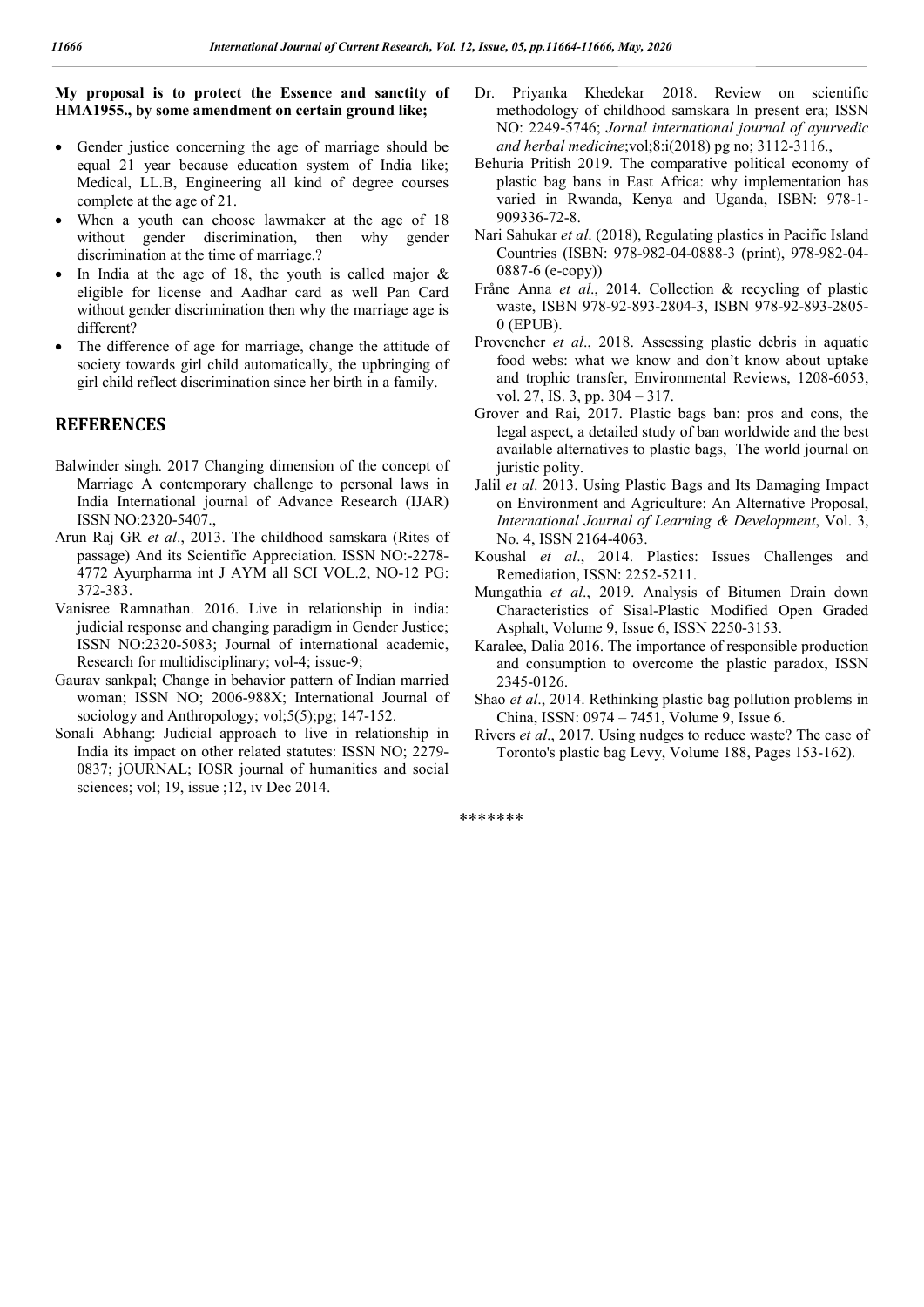**My proposal is to protect the Essence and sanctity of HMA1955., by some amendment on certain ground like;**

- Gender justice concerning the age of marriage should be equal 21 year because education system of India like; Medical, LL.B, Engineering all kind of degree courses complete at the age of 21.
- When a youth can choose lawmaker at the age of 18 without gender discrimination, then why gender discrimination at the time of marriage.?
- In India at the age of 18, the youth is called major & eligible for license and Aadhar card as well Pan Card without gender discrimination then why the marriage age is different?
- The difference of age for marriage, change the attitude of society towards girl child automatically, the upbringing of girl child reflect discrimination since her birth in a family.

## REFERENCES

Balwinder singh. 2017 Changing dimension of the concept of Marriage A contemporary challenge to personal laws in India International journal of Advance Research (IJAR) ISSN NO:2320-5407.,

Arun Raj GR *et al*., 2013. The childhood samskara (Rites of passage) And its Scientific Appreciation. ISSN NO:-2278-4772 Ayurpharma int J AYM all SCI VOL.2, NO-12 PG: 372-383.

Vanisree Ramnathan. 2016. Live in relationship in india: judicial response and changing paradigm in Gender Justice; ISSN NO:2320-5083; Journal of international academic, Research for multidisciplinary; vol-4; issue-9;

Gaurav sankpal; Change in behavior pattern of Indian married woman; ISSN NO; 2006-988X; International Journal of sociology and Anthropology; vol;5(5);pg; 147-152.

Sonali Abhang: Judicial approach to live in relationship in India its impact on other related statutes: ISSN NO; 2279-0837; jOURNAL; IOSR journal of humanities and social sciences; vol; 19, issue ;12, iv Dec 2014.

Dr. Priyanka Khedekar 2018. Review on scientific methodology of childhood samskara In present era; ISSN NO: 2249-5746; *Jornal international journal of ayurvedic and herbal medicine*;vol;8:i(2018) pg no; 3112-3116.,

Behuria Pritish 2019. The comparative political economy of plastic bag bans in East Africa: why implementation has varied in Rwanda, Kenya and Uganda, ISBN: 978-1-909336-72-8.

Nari Sahukar *et al*. (2018), Regulating plastics in Pacific Island Countries (ISBN: 978-982-04-0888-3 (print), 978-982-04-0887-6 (e-copy))

Fråne Anna *et al*., 2014. Collection & recycling of plastic waste, ISBN 978-92-893-2804-3, ISBN 978-92-893-2805-0 (EPUB).

Provencher *et al*., 2018. Assessing plastic debris in aquatic food webs: what we know and don't know about uptake and trophic transfer, Environmental Reviews, 1208-6053, vol. 27, IS. 3, pp. 304 – 317.

Grover and Rai, 2017. Plastic bags ban: pros and cons, the legal aspect, a detailed study of ban worldwide and the best available alternatives to plastic bags, The world journal on juristic polity.

Jalil *et al*. 2013. Using Plastic Bags and Its Damaging Impact on Environment and Agriculture: An Alternative Proposal, *International Journal of Learning & Development*, Vol. 3, No. 4, ISSN 2164-4063.

Koushal *et al*., 2014. Plastics: Issues Challenges and Remediation, ISSN: 2252-5211.

Mungathia *et al*., 2019. Analysis of Bitumen Drain down Characteristics of Sisal-Plastic Modified Open Graded Asphalt, Volume 9, Issue 6, ISSN 2250-3153.

Karalee, Dalia 2016. The importance of responsible production and consumption to overcome the plastic paradox, ISSN 2345-0126.

Shao *et al*., 2014. Rethinking plastic bag pollution problems in China, ISSN: 0974 – 7451, Volume 9, Issue 6.

Rivers *et al*., 2017. Using nudges to reduce waste? The case of Toronto's plastic bag Levy, Volume 188, Pages 153-162).

*******